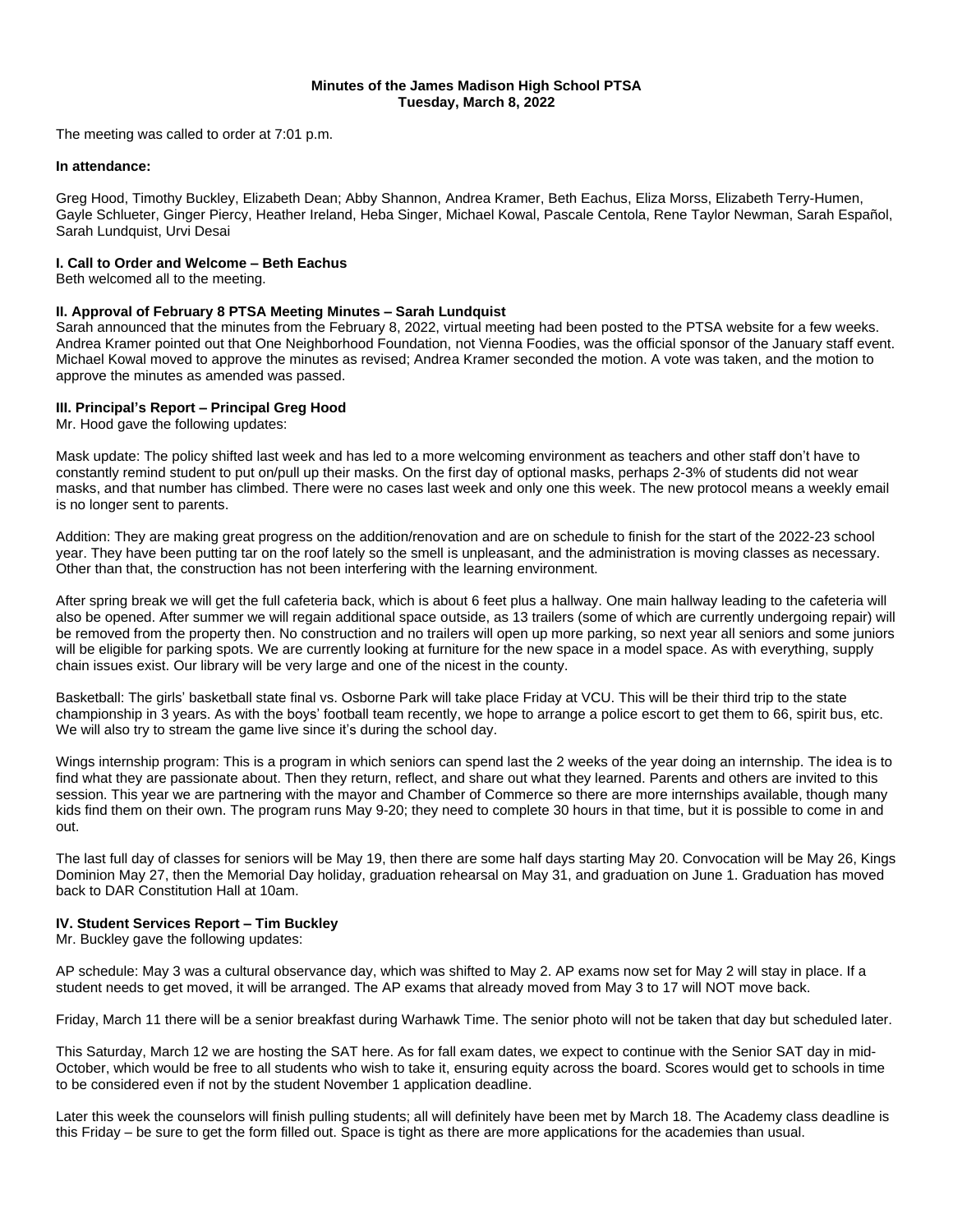**Minutes of the James Madison High School PTSA**
**Tuesday, March 8, 2022**

The meeting was called to order at 7:01 p.m.

**In attendance:**

Greg Hood, Timothy Buckley, Elizabeth Dean; Abby Shannon, Andrea Kramer, Beth Eachus, Eliza Morss, Elizabeth Terry-Humen, Gayle Schlueter, Ginger Piercy, Heather Ireland, Heba Singer, Michael Kowal, Pascale Centola, Rene Taylor Newman, Sarah Español, Sarah Lundquist, Urvi Desai

**I. Call to Order and Welcome – Beth Eachus**
Beth welcomed all to the meeting.

**II. Approval of February 8 PTSA Meeting Minutes – Sarah Lundquist**
Sarah announced that the minutes from the February 8, 2022, virtual meeting had been posted to the PTSA website for a few weeks. Andrea Kramer pointed out that One Neighborhood Foundation, not Vienna Foodies, was the official sponsor of the January staff event. Michael Kowal moved to approve the minutes as revised; Andrea Kramer seconded the motion. A vote was taken, and the motion to approve the minutes as amended was passed.

**III. Principal's Report – Principal Greg Hood**
Mr. Hood gave the following updates:

Mask update: The policy shifted last week and has led to a more welcoming environment as teachers and other staff don't have to constantly remind student to put on/pull up their masks. On the first day of optional masks, perhaps 2-3% of students did not wear masks, and that number has climbed. There were no cases last week and only one this week. The new protocol means a weekly email is no longer sent to parents.

Addition: They are making great progress on the addition/renovation and are on schedule to finish for the start of the 2022-23 school year. They have been putting tar on the roof lately so the smell is unpleasant, and the administration is moving classes as necessary. Other than that, the construction has not been interfering with the learning environment.

After spring break we will get the full cafeteria back, which is about 6 feet plus a hallway. One main hallway leading to the cafeteria will also be opened. After summer we will regain additional space outside, as 13 trailers (some of which are currently undergoing repair) will be removed from the property then. No construction and no trailers will open up more parking, so next year all seniors and some juniors will be eligible for parking spots. We are currently looking at furniture for the new space in a model space. As with everything, supply chain issues exist. Our library will be very large and one of the nicest in the county.

Basketball: The girls' basketball state final vs. Osborne Park will take place Friday at VCU. This will be their third trip to the state championship in 3 years. As with the boys' football team recently, we hope to arrange a police escort to get them to 66, spirit bus, etc. We will also try to stream the game live since it's during the school day.

Wings internship program: This is a program in which seniors can spend last the 2 weeks of the year doing an internship. The idea is to find what they are passionate about. Then they return, reflect, and share out what they learned. Parents and others are invited to this session. This year we are partnering with the mayor and Chamber of Commerce so there are more internships available, though many kids find them on their own. The program runs May 9-20; they need to complete 30 hours in that time, but it is possible to come in and out.

The last full day of classes for seniors will be May 19, then there are some half days starting May 20. Convocation will be May 26, Kings Dominion May 27, then the Memorial Day holiday, graduation rehearsal on May 31, and graduation on June 1. Graduation has moved back to DAR Constitution Hall at 10am.

**IV. Student Services Report – Tim Buckley**
Mr. Buckley gave the following updates:

AP schedule: May 3 was a cultural observance day, which was shifted to May 2. AP exams now set for May 2 will stay in place. If a student needs to get moved, it will be arranged. The AP exams that already moved from May 3 to 17 will NOT move back.

Friday, March 11 there will be a senior breakfast during Warhawk Time. The senior photo will not be taken that day but scheduled later.

This Saturday, March 12 we are hosting the SAT here. As for fall exam dates, we expect to continue with the Senior SAT day in mid-October, which would be free to all students who wish to take it, ensuring equity across the board. Scores would get to schools in time to be considered even if not by the student November 1 application deadline.

Later this week the counselors will finish pulling students; all will definitely have been met by March 18. The Academy class deadline is this Friday – be sure to get the form filled out. Space is tight as there are more applications for the academies than usual.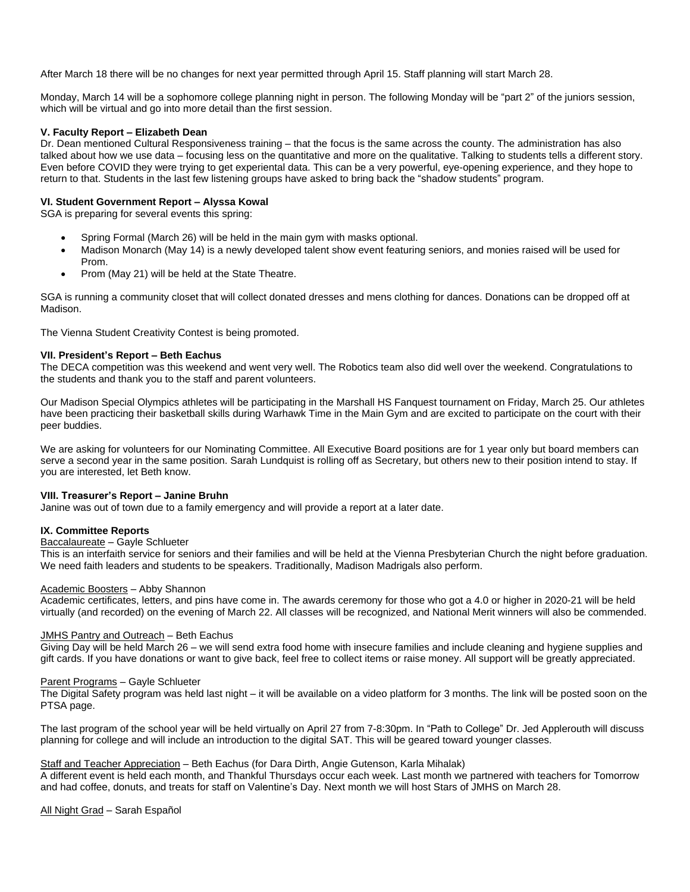After March 18 there will be no changes for next year permitted through April 15. Staff planning will start March 28.

Monday, March 14 will be a sophomore college planning night in person. The following Monday will be "part 2" of the juniors session, which will be virtual and go into more detail than the first session.

**V. Faculty Report – Elizabeth Dean**
Dr. Dean mentioned Cultural Responsiveness training – that the focus is the same across the county. The administration has also talked about how we use data – focusing less on the quantitative and more on the qualitative. Talking to students tells a different story. Even before COVID they were trying to get experiental data. This can be a very powerful, eye-opening experience, and they hope to return to that. Students in the last few listening groups have asked to bring back the "shadow students" program.

**VI. Student Government Report – Alyssa Kowal**
SGA is preparing for several events this spring:

- Spring Formal (March 26) will be held in the main gym with masks optional.
- Madison Monarch (May 14) is a newly developed talent show event featuring seniors, and monies raised will be used for Prom.
- Prom (May 21) will be held at the State Theatre.

SGA is running a community closet that will collect donated dresses and mens clothing for dances. Donations can be dropped off at Madison.

The Vienna Student Creativity Contest is being promoted.

**VII. President's Report – Beth Eachus**
The DECA competition was this weekend and went very well. The Robotics team also did well over the weekend. Congratulations to the students and thank you to the staff and parent volunteers.

Our Madison Special Olympics athletes will be participating in the Marshall HS Fanquest tournament on Friday, March 25. Our athletes have been practicing their basketball skills during Warhawk Time in the Main Gym and are excited to participate on the court with their peer buddies.

We are asking for volunteers for our Nominating Committee. All Executive Board positions are for 1 year only but board members can serve a second year in the same position. Sarah Lundquist is rolling off as Secretary, but others new to their position intend to stay. If you are interested, let Beth know.

**VIII. Treasurer's Report – Janine Bruhn**
Janine was out of town due to a family emergency and will provide a report at a later date.

**IX. Committee Reports**
Baccalaureate – Gayle Schlueter
This is an interfaith service for seniors and their families and will be held at the Vienna Presbyterian Church the night before graduation. We need faith leaders and students to be speakers. Traditionally, Madison Madrigals also perform.

Academic Boosters – Abby Shannon
Academic certificates, letters, and pins have come in. The awards ceremony for those who got a 4.0 or higher in 2020-21 will be held virtually (and recorded) on the evening of March 22. All classes will be recognized, and National Merit winners will also be commended.

JMHS Pantry and Outreach – Beth Eachus
Giving Day will be held March 26 – we will send extra food home with insecure families and include cleaning and hygiene supplies and gift cards. If you have donations or want to give back, feel free to collect items or raise money. All support will be greatly appreciated.

Parent Programs – Gayle Schlueter
The Digital Safety program was held last night – it will be available on a video platform for 3 months. The link will be posted soon on the PTSA page.

The last program of the school year will be held virtually on April 27 from 7-8:30pm. In "Path to College" Dr. Jed Applerouth will discuss planning for college and will include an introduction to the digital SAT. This will be geared toward younger classes.

Staff and Teacher Appreciation – Beth Eachus (for Dara Dirth, Angie Gutenson, Karla Mihalak)
A different event is held each month, and Thankful Thursdays occur each week. Last month we partnered with teachers for Tomorrow and had coffee, donuts, and treats for staff on Valentine's Day. Next month we will host Stars of JMHS on March 28.

All Night Grad – Sarah Español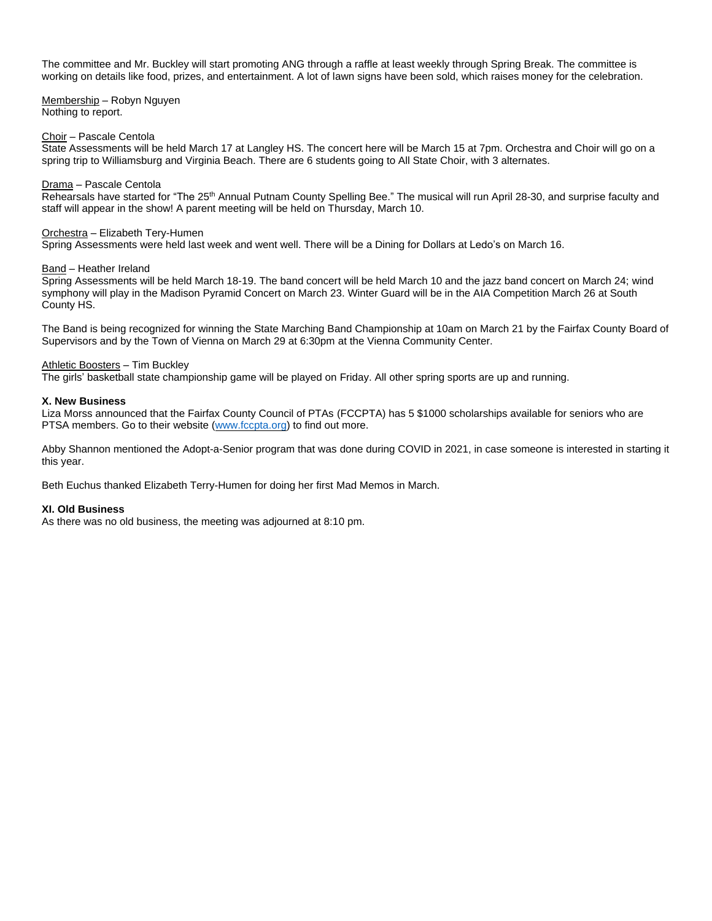The committee and Mr. Buckley will start promoting ANG through a raffle at least weekly through Spring Break. The committee is working on details like food, prizes, and entertainment. A lot of lawn signs have been sold, which raises money for the celebration.

Membership – Robyn Nguyen
Nothing to report.

Choir – Pascale Centola
State Assessments will be held March 17 at Langley HS. The concert here will be March 15 at 7pm. Orchestra and Choir will go on a spring trip to Williamsburg and Virginia Beach. There are 6 students going to All State Choir, with 3 alternates.

Drama – Pascale Centola
Rehearsals have started for "The 25th Annual Putnam County Spelling Bee." The musical will run April 28-30, and surprise faculty and staff will appear in the show! A parent meeting will be held on Thursday, March 10.

Orchestra – Elizabeth Tery-Humen
Spring Assessments were held last week and went well. There will be a Dining for Dollars at Ledo's on March 16.

Band – Heather Ireland
Spring Assessments will be held March 18-19. The band concert will be held March 10 and the jazz band concert on March 24; wind symphony will play in the Madison Pyramid Concert on March 23. Winter Guard will be in the AIA Competition March 26 at South County HS.

The Band is being recognized for winning the State Marching Band Championship at 10am on March 21 by the Fairfax County Board of Supervisors and by the Town of Vienna on March 29 at 6:30pm at the Vienna Community Center.

Athletic Boosters – Tim Buckley
The girls' basketball state championship game will be played on Friday. All other spring sports are up and running.

**X. New Business**
Liza Morss announced that the Fairfax County Council of PTAs (FCCPTA) has 5 $1000 scholarships available for seniors who are PTSA members. Go to their website (www.fccpta.org) to find out more.

Abby Shannon mentioned the Adopt-a-Senior program that was done during COVID in 2021, in case someone is interested in starting it this year.

Beth Euchus thanked Elizabeth Terry-Humen for doing her first Mad Memos in March.

**XI. Old Business**
As there was no old business, the meeting was adjourned at 8:10 pm.